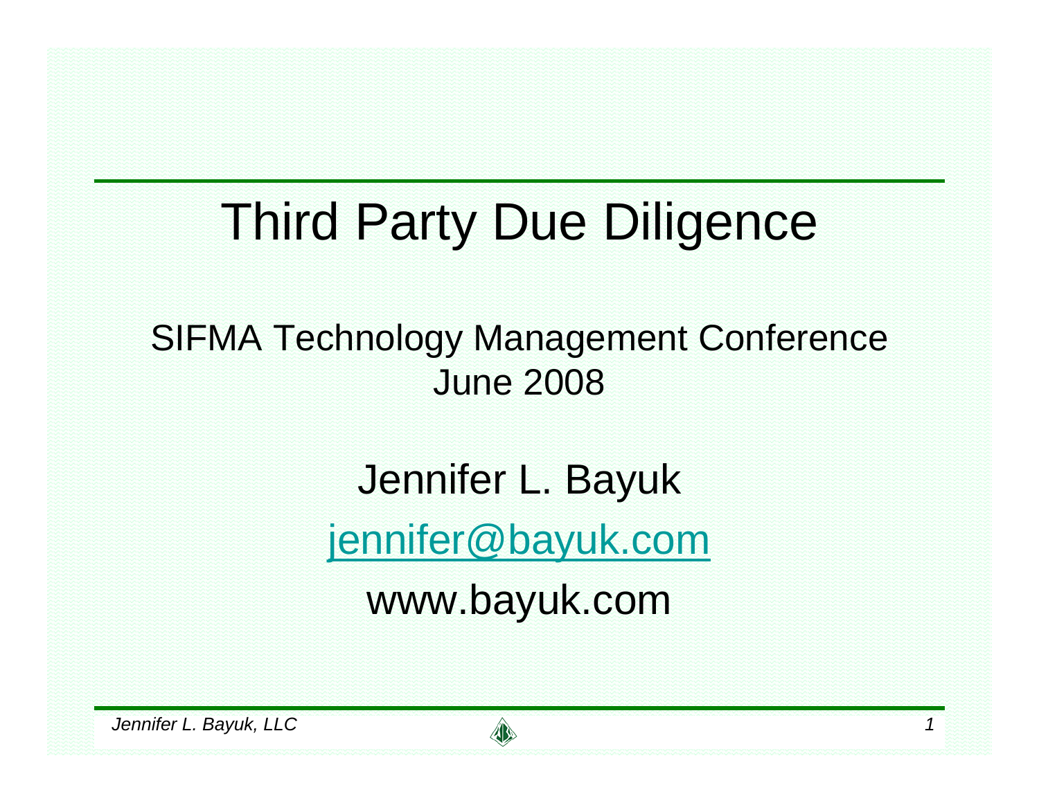# Third Party Due Diligence

SIFMA Technology Management Conference
June 2008

Jennifer L. Bayuk

jennifer@bayuk.com

www.bayuk.com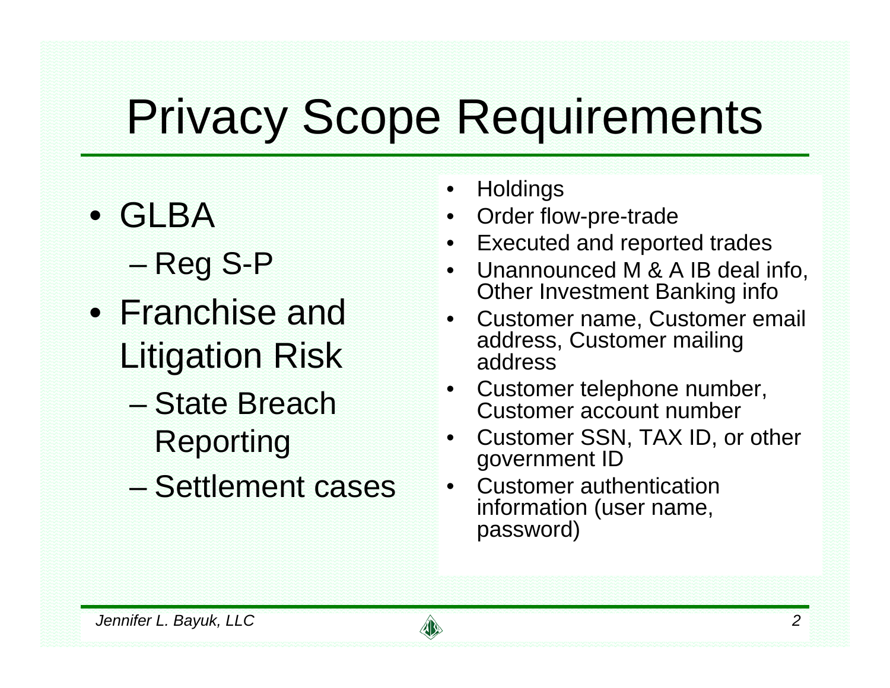# Privacy Scope Requirements

- GLBA
  - Reg S-P
- Franchise and Litigation Risk
  - State Breach Reporting
  - Settlement cases

- Holdings
- Order flow-pre-trade
- Executed and reported trades
- Unannounced M & A IB deal info, Other Investment Banking info
- Customer name, Customer email address, Customer mailing address
- Customer telephone number, Customer account number
- Customer SSN, TAX ID, or other government ID
- Customer authentication information (user name, password)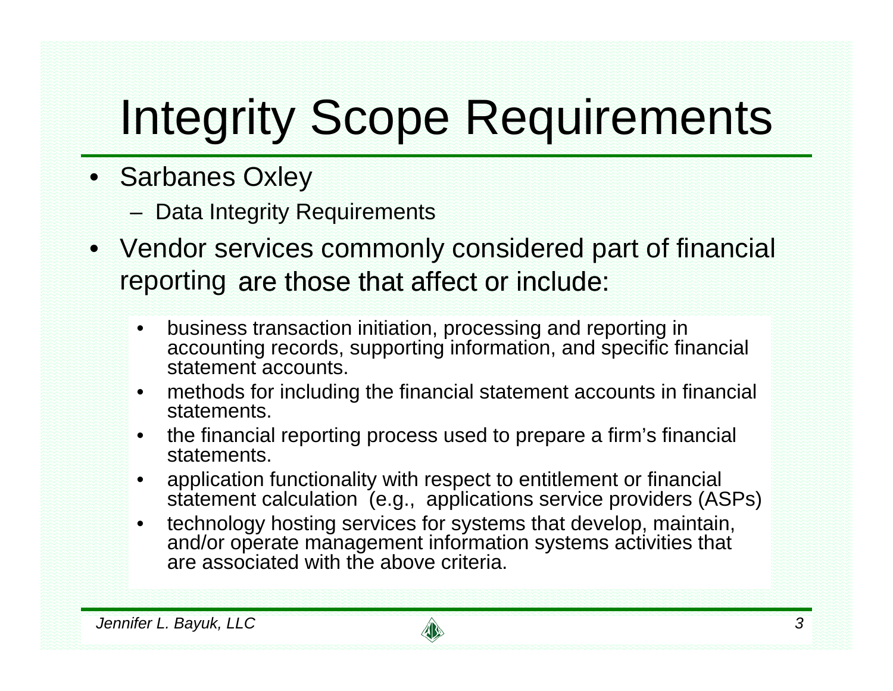# Integrity Scope Requirements

- Sarbanes Oxley
  - Data Integrity Requirements
- Vendor services commonly considered part of financial reporting are those that affect or include:
  - business transaction initiation, processing and reporting in accounting records, supporting information, and specific financial statement accounts.
  - methods for including the financial statement accounts in financial statements.
  - the financial reporting process used to prepare a firm's financial statements.
  - application functionality with respect to entitlement or financial statement calculation (e.g., applications service providers (ASPs)
  - technology hosting services for systems that develop, maintain, and/or operate management information systems activities that are associated with the above criteria.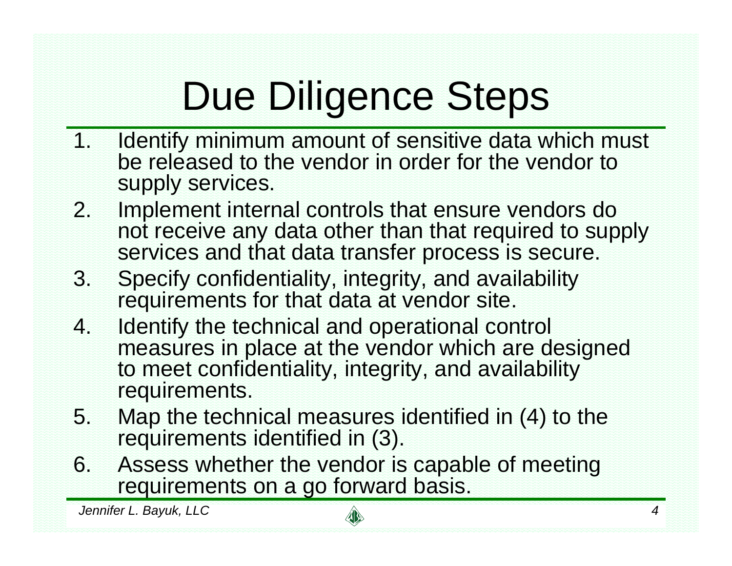# Due Diligence Steps

1. Identify minimum amount of sensitive data which must be released to the vendor in order for the vendor to supply services.
2. Implement internal controls that ensure vendors do not receive any data other than that required to supply services and that data transfer process is secure.
3. Specify confidentiality, integrity, and availability requirements for that data at vendor site.
4. Identify the technical and operational control measures in place at the vendor which are designed to meet confidentiality, integrity, and availability requirements.
5. Map the technical measures identified in (4) to the requirements identified in (3).
6. Assess whether the vendor is capable of meeting requirements on a go forward basis.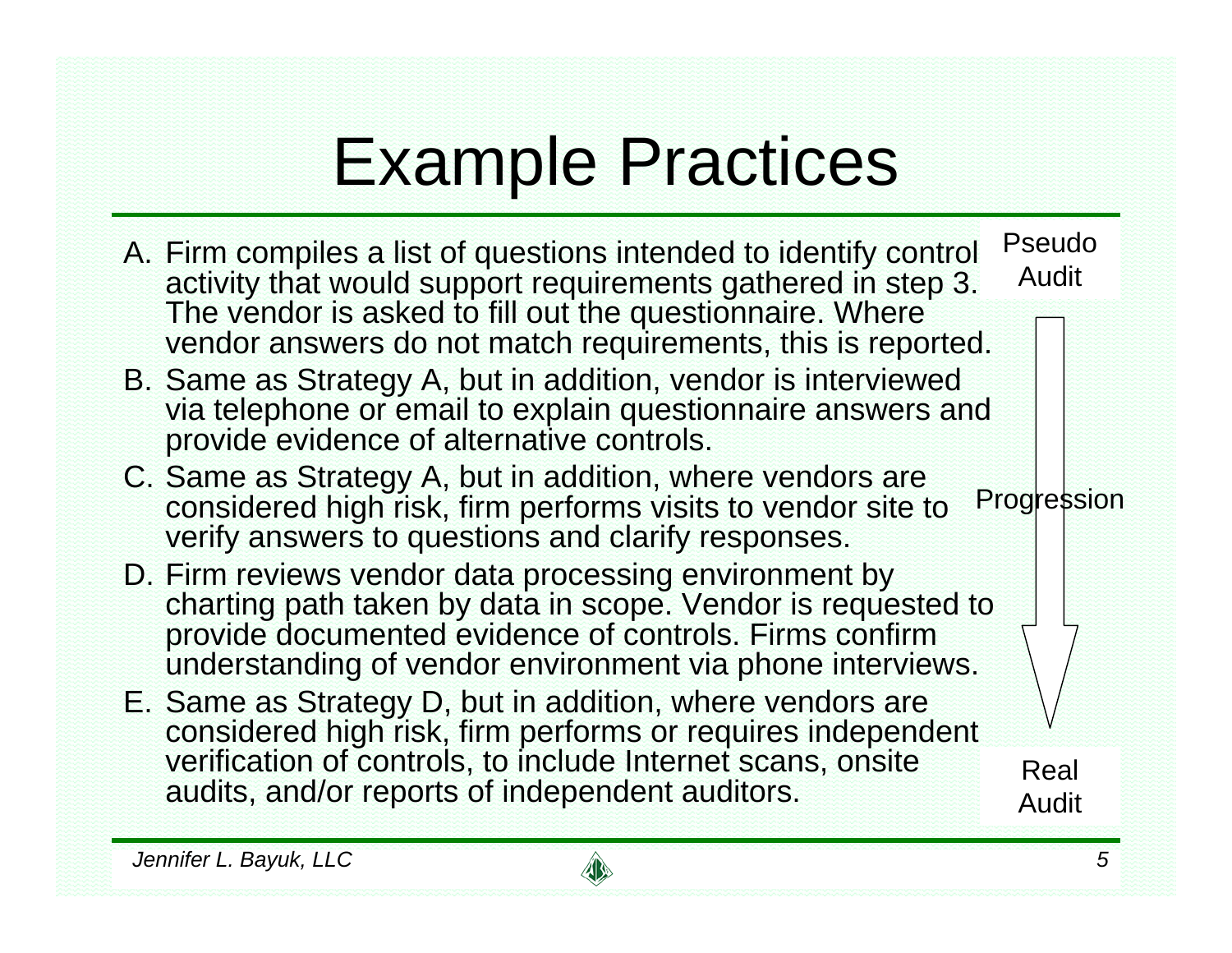# Example Practices

A. Firm compiles a list of questions intended to identify control activity that would support requirements gathered in step 3. The vendor is asked to fill out the questionnaire. Where vendor answers do not match requirements, this is reported.

B. Same as Strategy A, but in addition, vendor is interviewed via telephone or email to explain questionnaire answers and provide evidence of alternative controls.

C. Same as Strategy A, but in addition, where vendors are considered high risk, firm performs visits to vendor site to verify answers to questions and clarify responses.

D. Firm reviews vendor data processing environment by charting path taken by data in scope. Vendor is requested to provide documented evidence of controls. Firms confirm understanding of vendor environment via phone interviews.

E. Same as Strategy D, but in addition, where vendors are considered high risk, firm performs or requires independent verification of controls, to include Internet scans, onsite audits, and/or reports of independent auditors.

Pseudo Audit → Progression → Real Audit

*Jennifer L. Bayuk, LLC*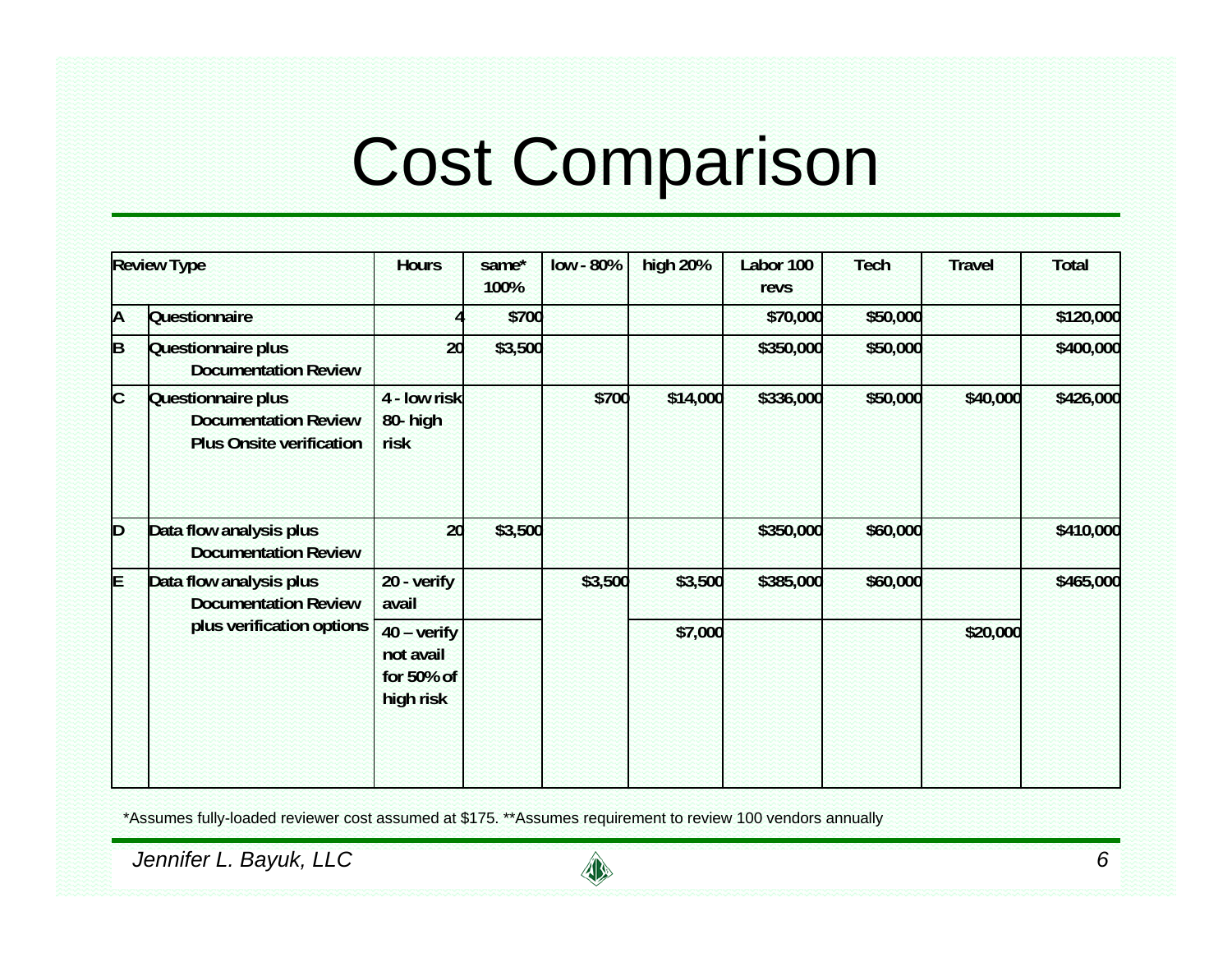# Cost Comparison

| Review Type | | Hours | same* 100% | low - 80% | high 20% | Labor 100 revs | Tech | Travel | Total |
|---|---|---|---|---|---|---|---|---|---|
| A | Questionnaire | 4 | $700 | | | $70,000 | $50,000 | | $120,000 |
| B | Questionnaire plus Documentation Review | 20 | $3,500 | | | $350,000 | $50,000 | | $400,000 |
| C | Questionnaire plus Documentation Review Plus Onsite verification | 4 - low risk 80- high risk | | $700 | $14,000 | $336,000 | $50,000 | $40,000 | $426,000 |
| D | Data flow analysis plus Documentation Review | 20 | $3,500 | | | $350,000 | $60,000 | | $410,000 |
| E | Data flow analysis plus Documentation Review plus verification options | 20 - verify avail | | $3,500 | $3,500 | $385,000 | $60,000 | | $465,000 |
| | | 40 – verify not avail for 50% of high risk | | | $7,000 | | | $20,000 | |

*Assumes fully-loaded reviewer cost assumed at $175. **Assumes requirement to review 100 vendors annually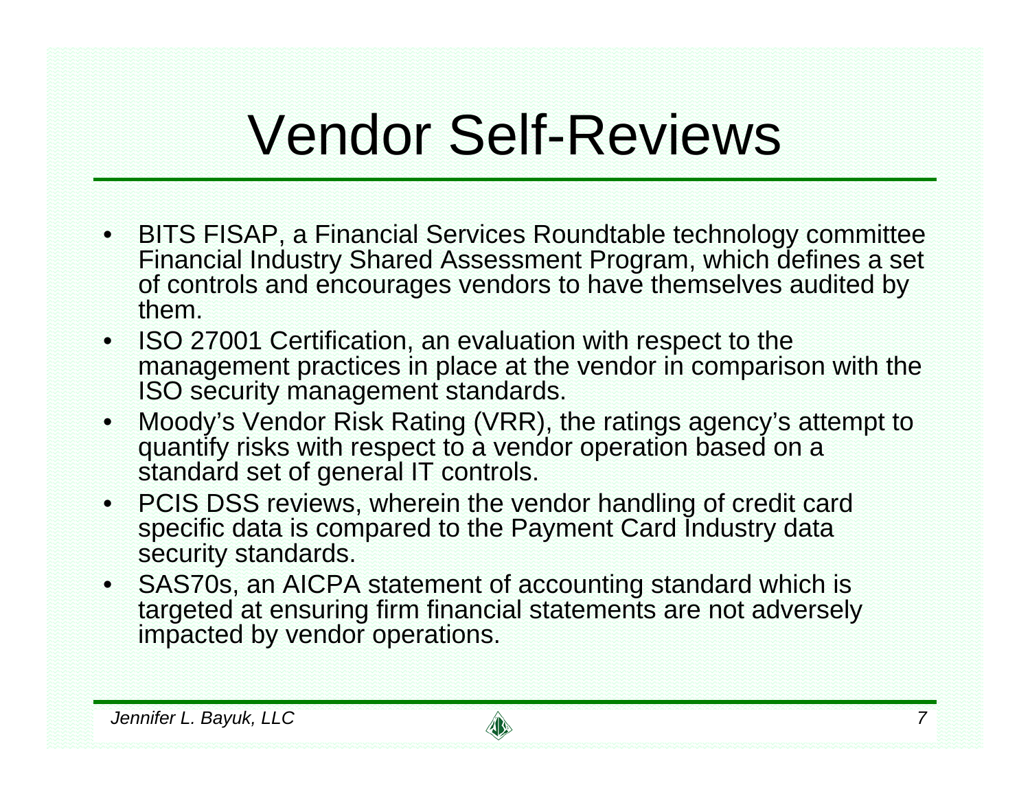# Vendor Self-Reviews

- BITS FISAP, a Financial Services Roundtable technology committee Financial Industry Shared Assessment Program, which defines a set of controls and encourages vendors to have themselves audited by them.
- ISO 27001 Certification, an evaluation with respect to the management practices in place at the vendor in comparison with the ISO security management standards.
- Moody's Vendor Risk Rating (VRR), the ratings agency's attempt to quantify risks with respect to a vendor operation based on a standard set of general IT controls.
- PCIS DSS reviews, wherein the vendor handling of credit card specific data is compared to the Payment Card Industry data security standards.
- SAS70s, an AICPA statement of accounting standard which is targeted at ensuring firm financial statements are not adversely impacted by vendor operations.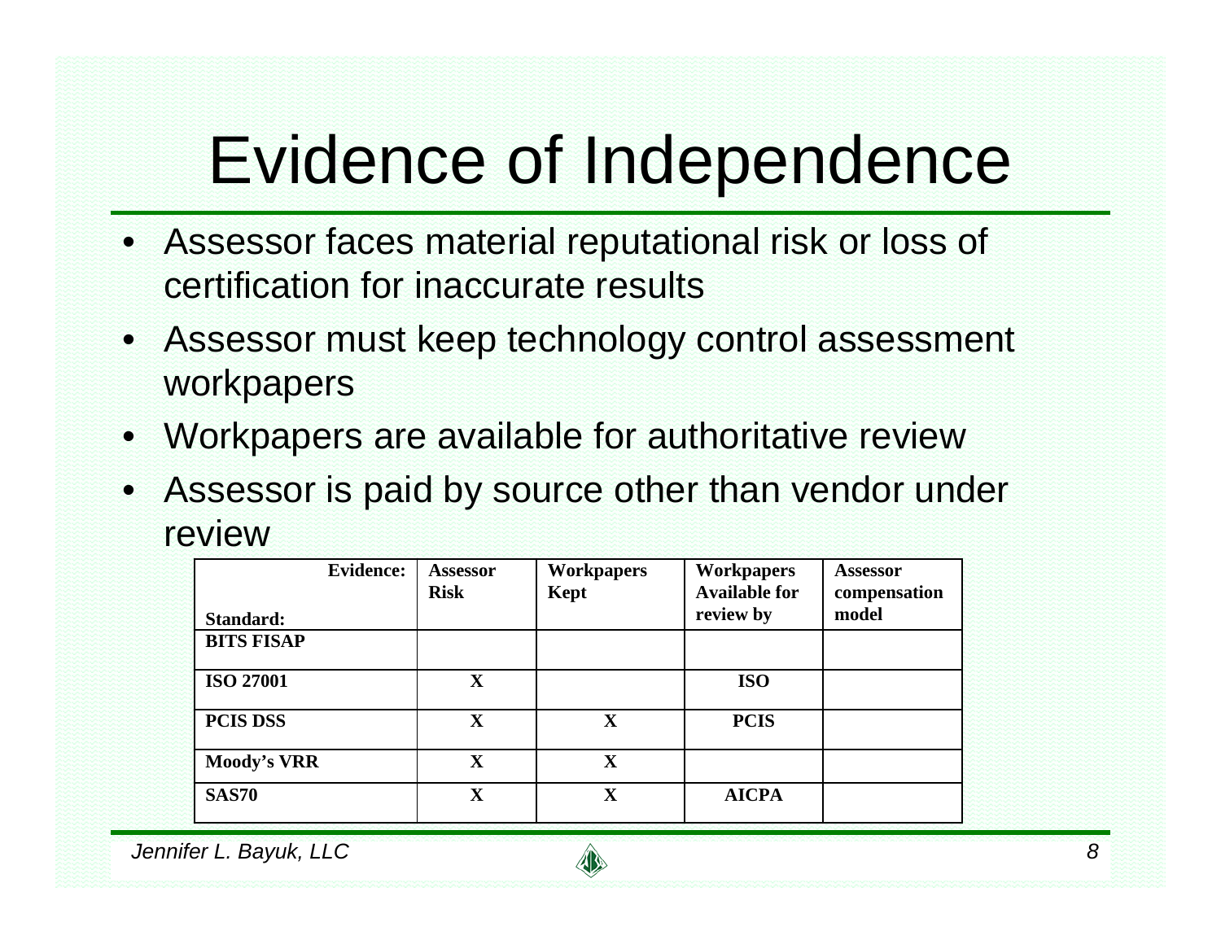# Evidence of Independence

- Assessor faces material reputational risk or loss of certification for inaccurate results
- Assessor must keep technology control assessment workpapers
- Workpapers are available for authoritative review
- Assessor is paid by source other than vendor under review

| Evidence: Standard: | Assessor Risk | Workpapers Kept | Workpapers Available for review by | Assessor compensation model |
|---|---|---|---|---|
| **BITS FISAP** | | | | |
| **ISO 27001** | **X** | | **ISO** | |
| **PCIS DSS** | **X** | **X** | **PCIS** | |
| **Moody's VRR** | **X** | **X** | | |
| **SAS70** | **X** | **X** | **AICPA** | |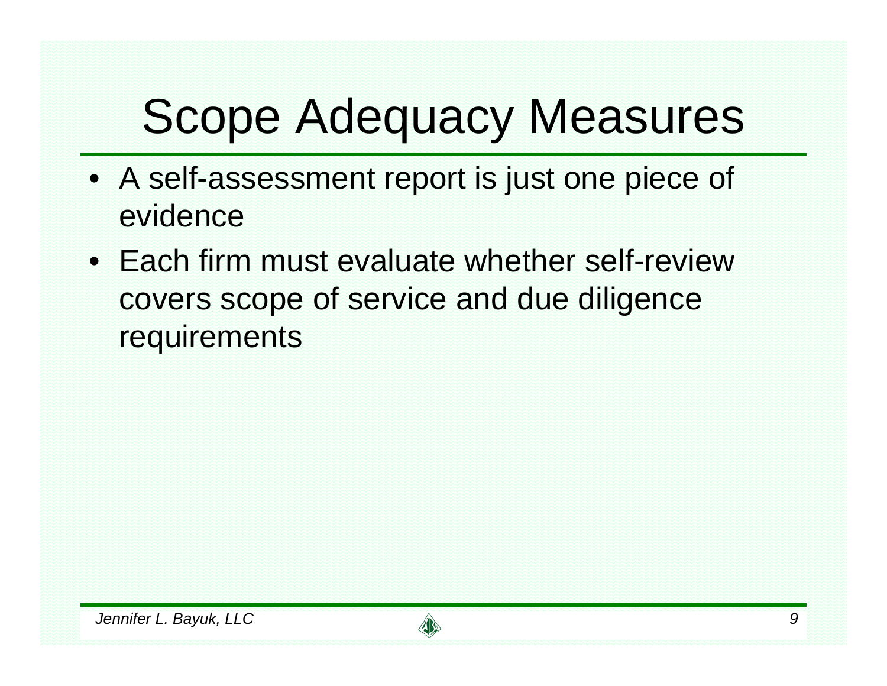# Scope Adequacy Measures

- A self-assessment report is just one piece of evidence
- Each firm must evaluate whether self-review covers scope of service and due diligence requirements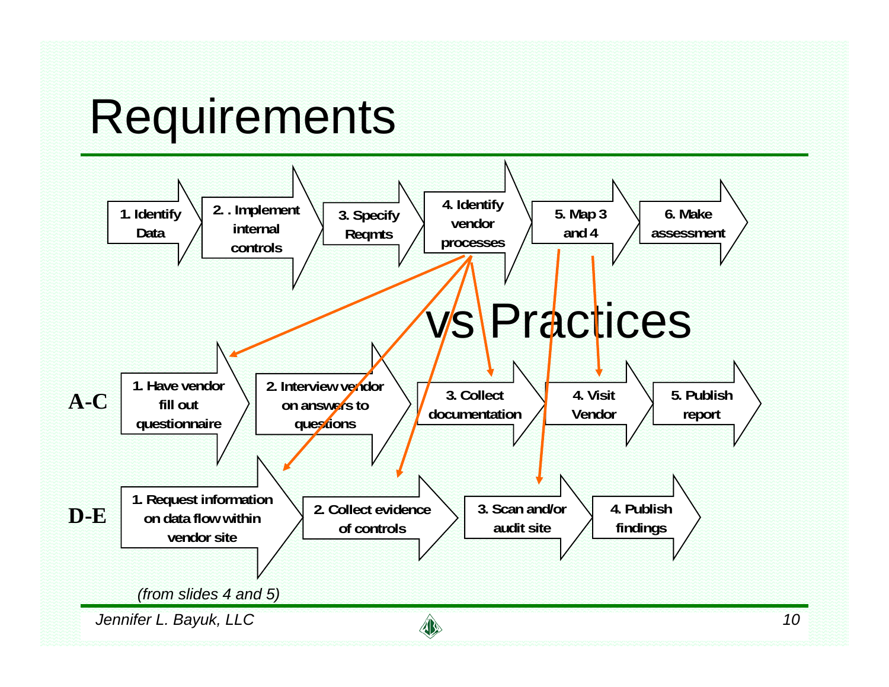# Requirements vs Practices

1. Identify Data
2. . Implement internal controls
3. Specify Reqmts
4. Identify vendor processes
5. Map 3 and 4
6. Make assessment

**A-C**

1. Have vendor fill out questionnaire
2. Interview vendor on answers to questions
3. Collect documentation
4. Visit Vendor
5. Publish report

**D-E**

1. Request information on data flow within vendor site
2. Collect evidence of controls
3. Scan and/or audit site
4. Publish findings

*(from slides 4 and 5)*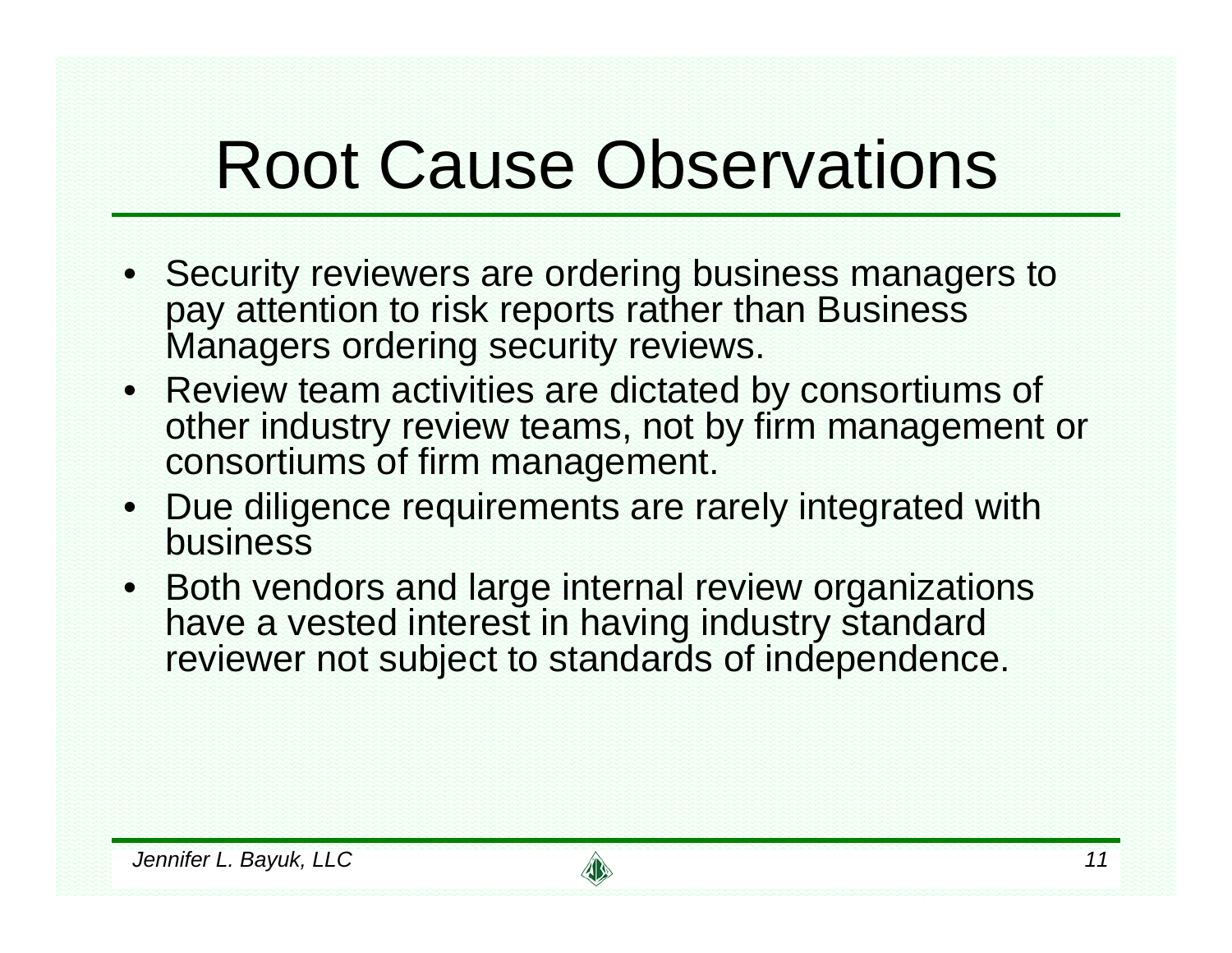# Root Cause Observations

- Security reviewers are ordering business managers to pay attention to risk reports rather than Business Managers ordering security reviews.
- Review team activities are dictated by consortiums of other industry review teams, not by firm management or consortiums of firm management.
- Due diligence requirements are rarely integrated with business
- Both vendors and large internal review organizations have a vested interest in having industry standard reviewer not subject to standards of independence.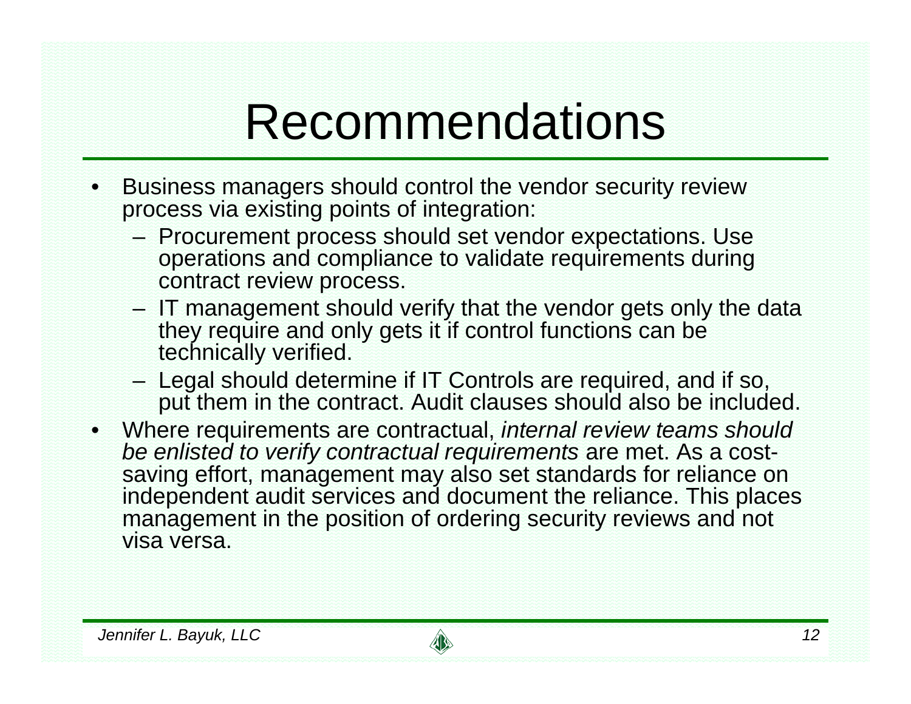# Recommendations

- Business managers should control the vendor security review process via existing points of integration:
  - Procurement process should set vendor expectations. Use operations and compliance to validate requirements during contract review process.
  - IT management should verify that the vendor gets only the data they require and only gets it if control functions can be technically verified.
  - Legal should determine if IT Controls are required, and if so, put them in the contract. Audit clauses should also be included.
- Where requirements are contractual, *internal review teams should be enlisted to verify contractual requirements* are met. As a cost-saving effort, management may also set standards for reliance on independent audit services and document the reliance. This places management in the position of ordering security reviews and not visa versa.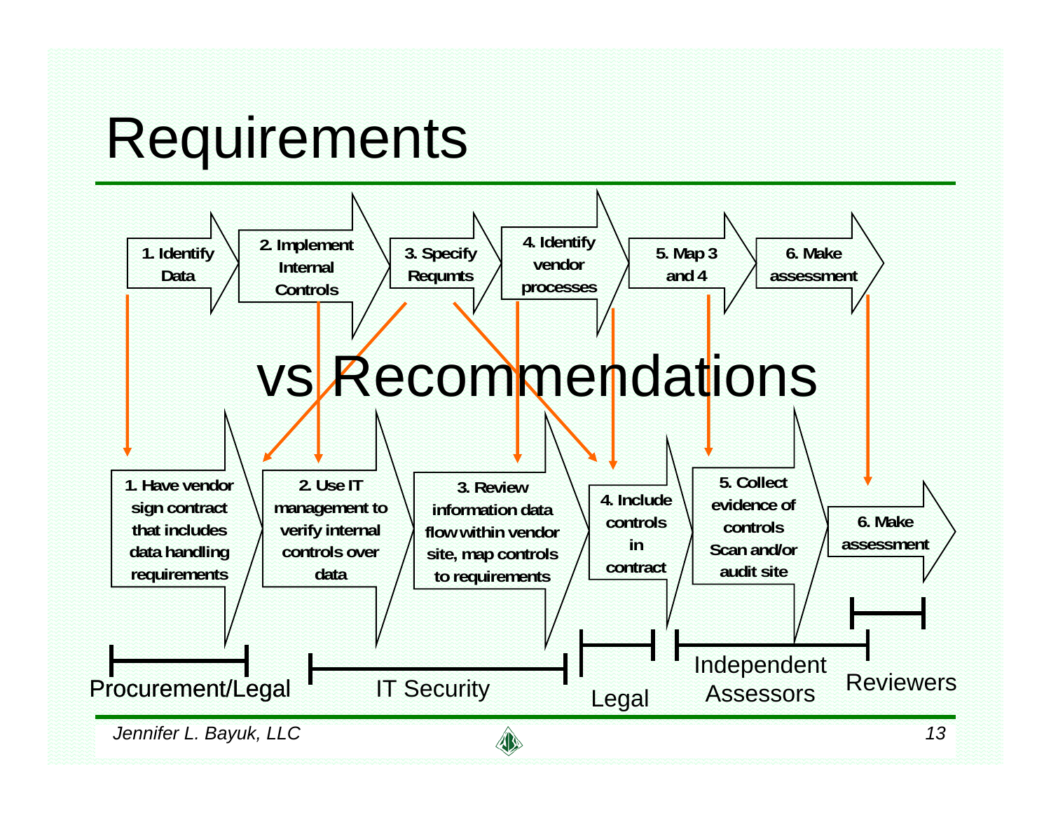# Requirements vs Recommendations

**Requirements:**

1. Identify Data
2. Implement Internal Controls
3. Specify Requmts
4. Identify vendor processes
5. Map 3 and 4
6. Make assessment

**Recommendations:**

1. Have vendor sign contract that includes data handling requirements
2. Use IT management to verify internal controls over data
3. Review information data flow within vendor site, map controls to requirements
4. Include controls in contract
5. Collect evidence of controls Scan and/or audit site
6. Make assessment

Procurement/Legal | IT Security | Legal | Independent Assessors | Reviewers

*Jennifer L. Bayuk, LLC*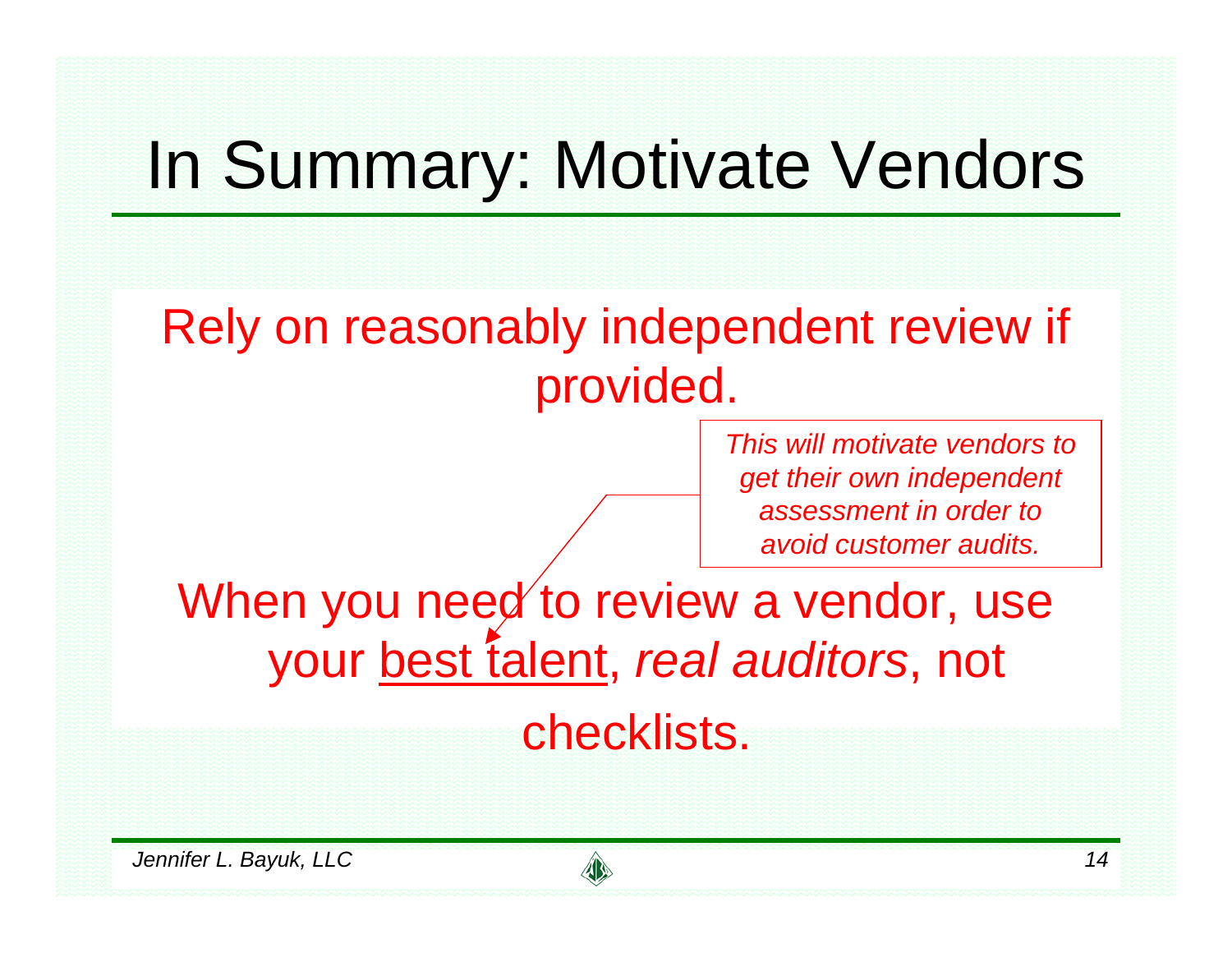# In Summary: Motivate Vendors

Rely on reasonably independent review if provided.

*This will motivate vendors to get their own independent assessment in order to avoid customer audits.*

When you need to review a vendor, use your <u>best talent</u>, *real auditors*, not checklists.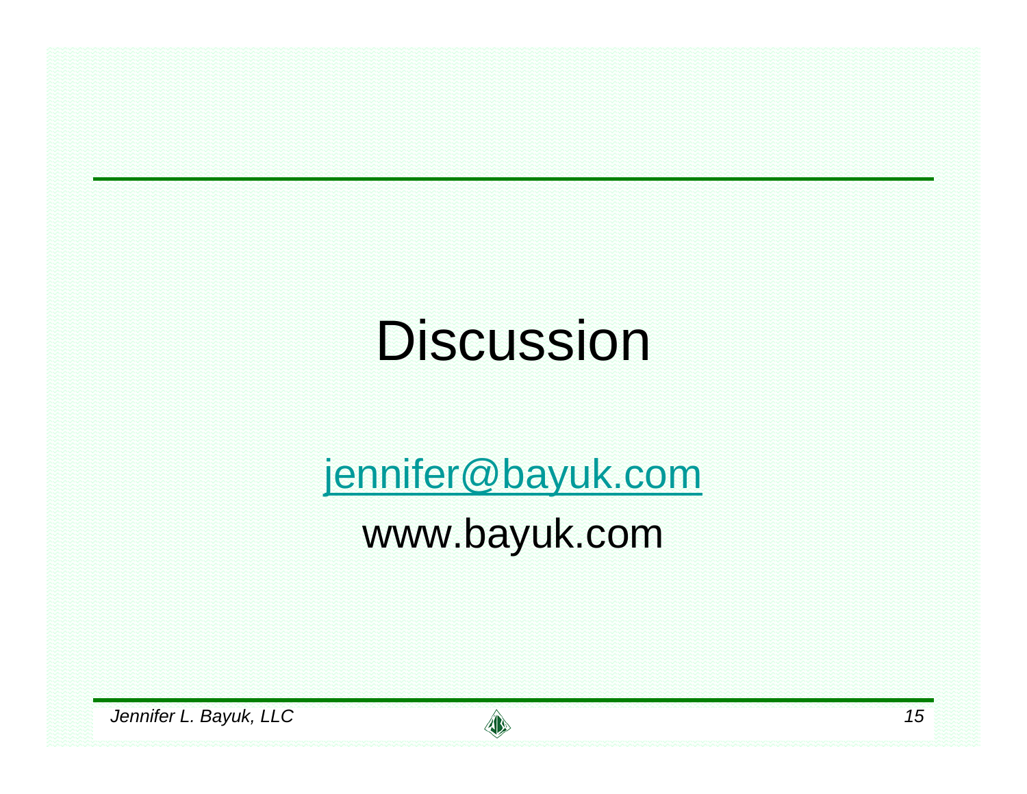# Discussion

jennifer@bayuk.com

www.bayuk.com